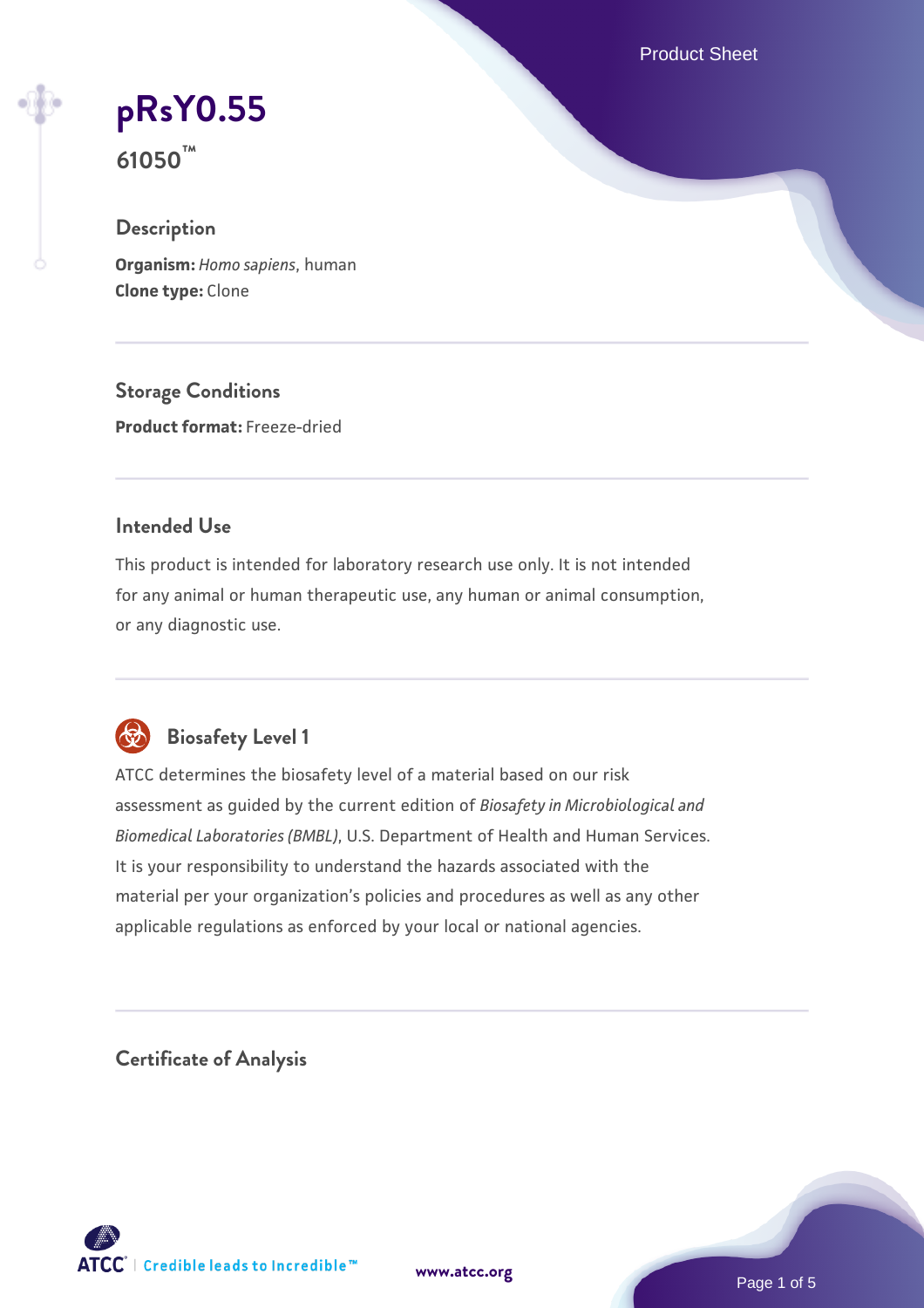# pRsY0.55

**61050™**

## Description

**Organism:** *Homo sapiens*, human
**Clone type:** Clone

## Storage Conditions

**Product format:** Freeze-dried

## Intended Use

This product is intended for laboratory research use only. It is not intended for any animal or human therapeutic use, any human or animal consumption, or any diagnostic use.

## Biosafety Level 1

ATCC determines the biosafety level of a material based on our risk assessment as guided by the current edition of *Biosafety in Microbiological and Biomedical Laboratories (BMBL)*, U.S. Department of Health and Human Services. It is your responsibility to understand the hazards associated with the material per your organization's policies and procedures as well as any other applicable regulations as enforced by your local or national agencies.

## Certificate of Analysis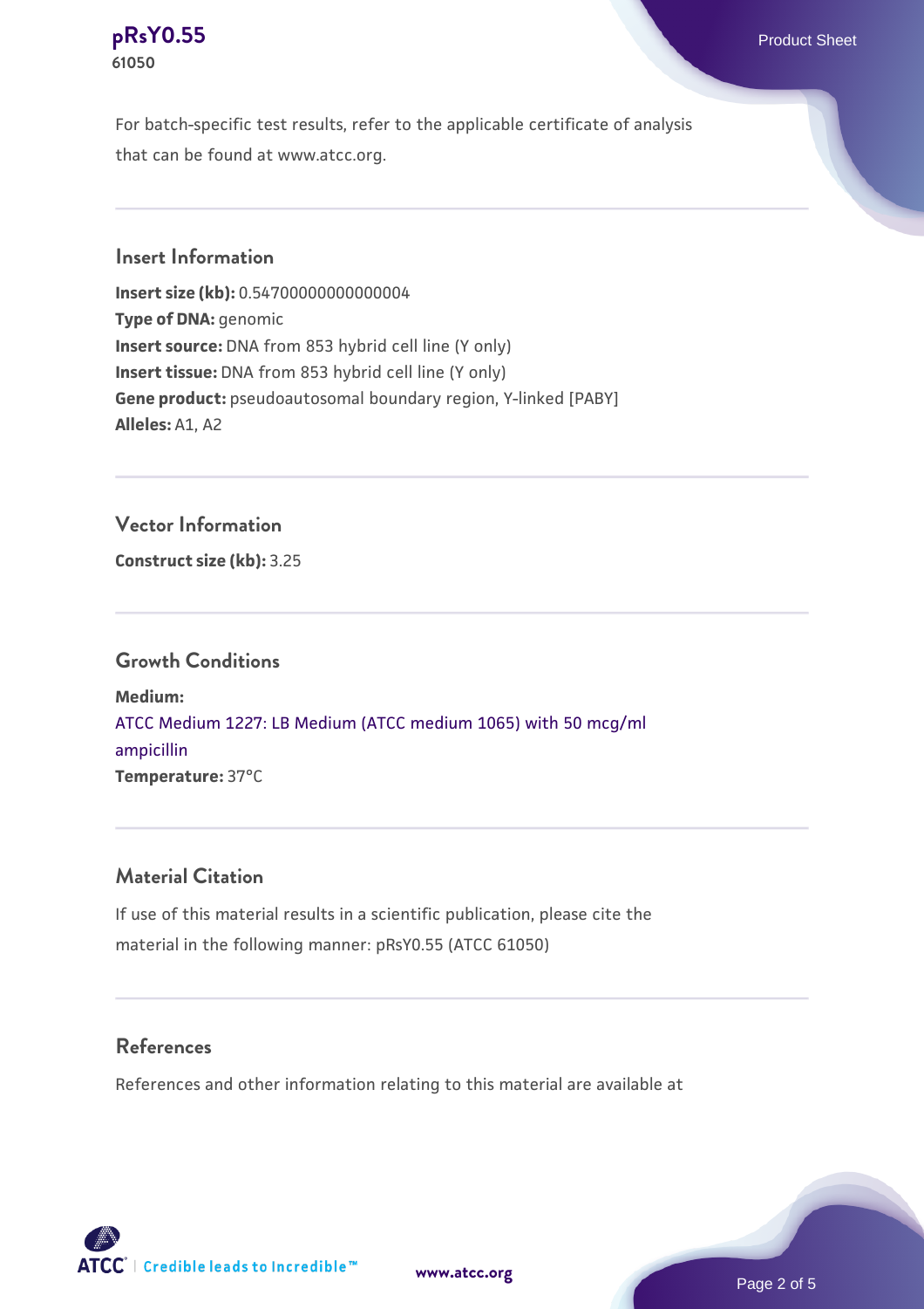For batch-specific test results, refer to the applicable certificate of analysis that can be found at www.atcc.org.

## Insert Information

**Insert size (kb):** 0.5470000000000004
**Type of DNA:** genomic
**Insert source:** DNA from 853 hybrid cell line (Y only)
**Insert tissue:** DNA from 853 hybrid cell line (Y only)
**Gene product:** pseudoautosomal boundary region, Y-linked [PABY]
**Alleles:** A1, A2

## Vector Information

**Construct size (kb):** 3.25

## Growth Conditions

**Medium:**
ATCC Medium 1227: LB Medium (ATCC medium 1065) with 50 mcg/ml ampicillin
**Temperature:** 37°C

## Material Citation

If use of this material results in a scientific publication, please cite the material in the following manner: pRsY0.55 (ATCC 61050)

## References

References and other information relating to this material are available at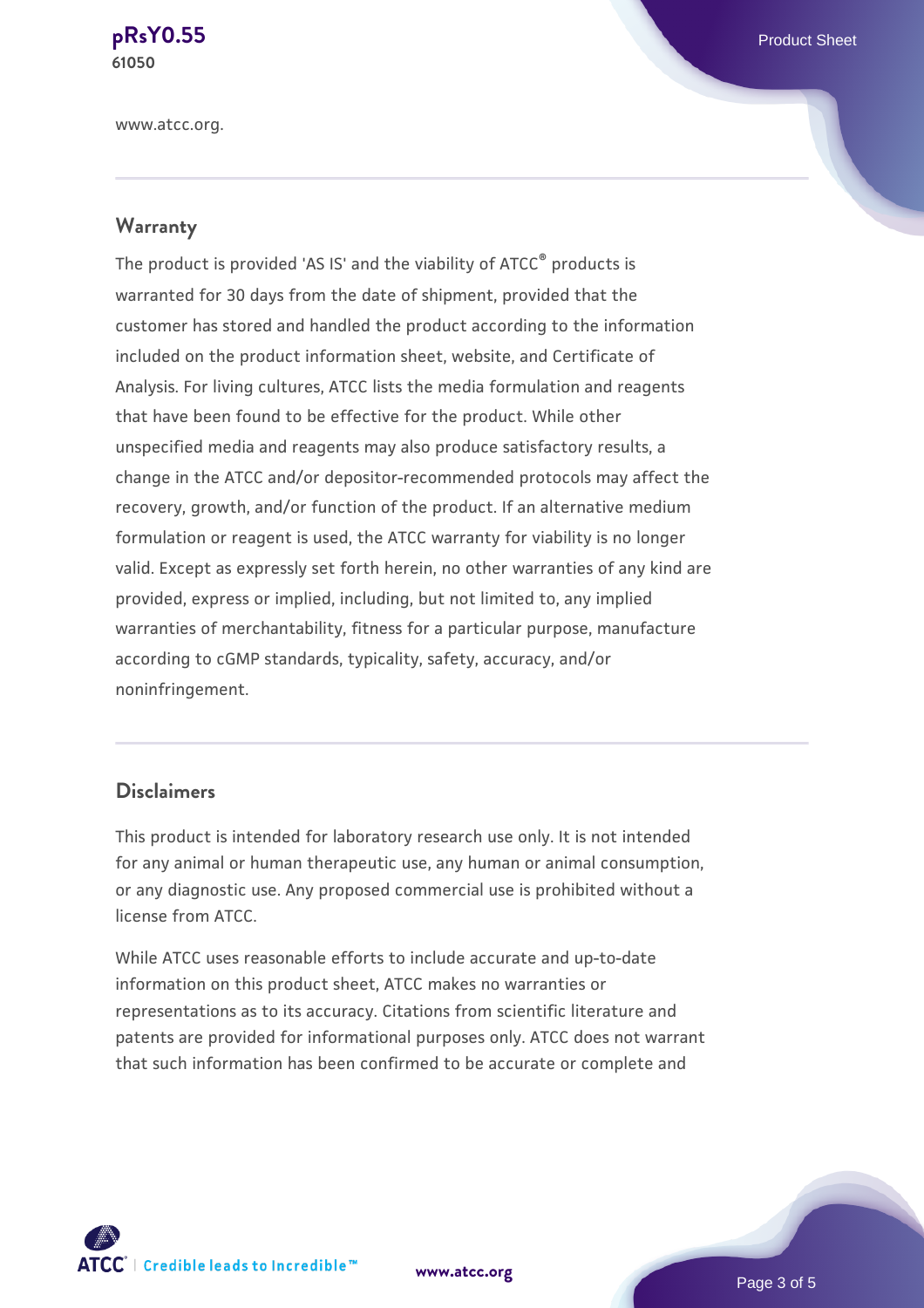www.atcc.org.

## Warranty

The product is provided 'AS IS' and the viability of ATCC® products is warranted for 30 days from the date of shipment, provided that the customer has stored and handled the product according to the information included on the product information sheet, website, and Certificate of Analysis. For living cultures, ATCC lists the media formulation and reagents that have been found to be effective for the product. While other unspecified media and reagents may also produce satisfactory results, a change in the ATCC and/or depositor-recommended protocols may affect the recovery, growth, and/or function of the product. If an alternative medium formulation or reagent is used, the ATCC warranty for viability is no longer valid. Except as expressly set forth herein, no other warranties of any kind are provided, express or implied, including, but not limited to, any implied warranties of merchantability, fitness for a particular purpose, manufacture according to cGMP standards, typicality, safety, accuracy, and/or noninfringement.

## Disclaimers

This product is intended for laboratory research use only. It is not intended for any animal or human therapeutic use, any human or animal consumption, or any diagnostic use. Any proposed commercial use is prohibited without a license from ATCC.

While ATCC uses reasonable efforts to include accurate and up-to-date information on this product sheet, ATCC makes no warranties or representations as to its accuracy. Citations from scientific literature and patents are provided for informational purposes only. ATCC does not warrant that such information has been confirmed to be accurate or complete and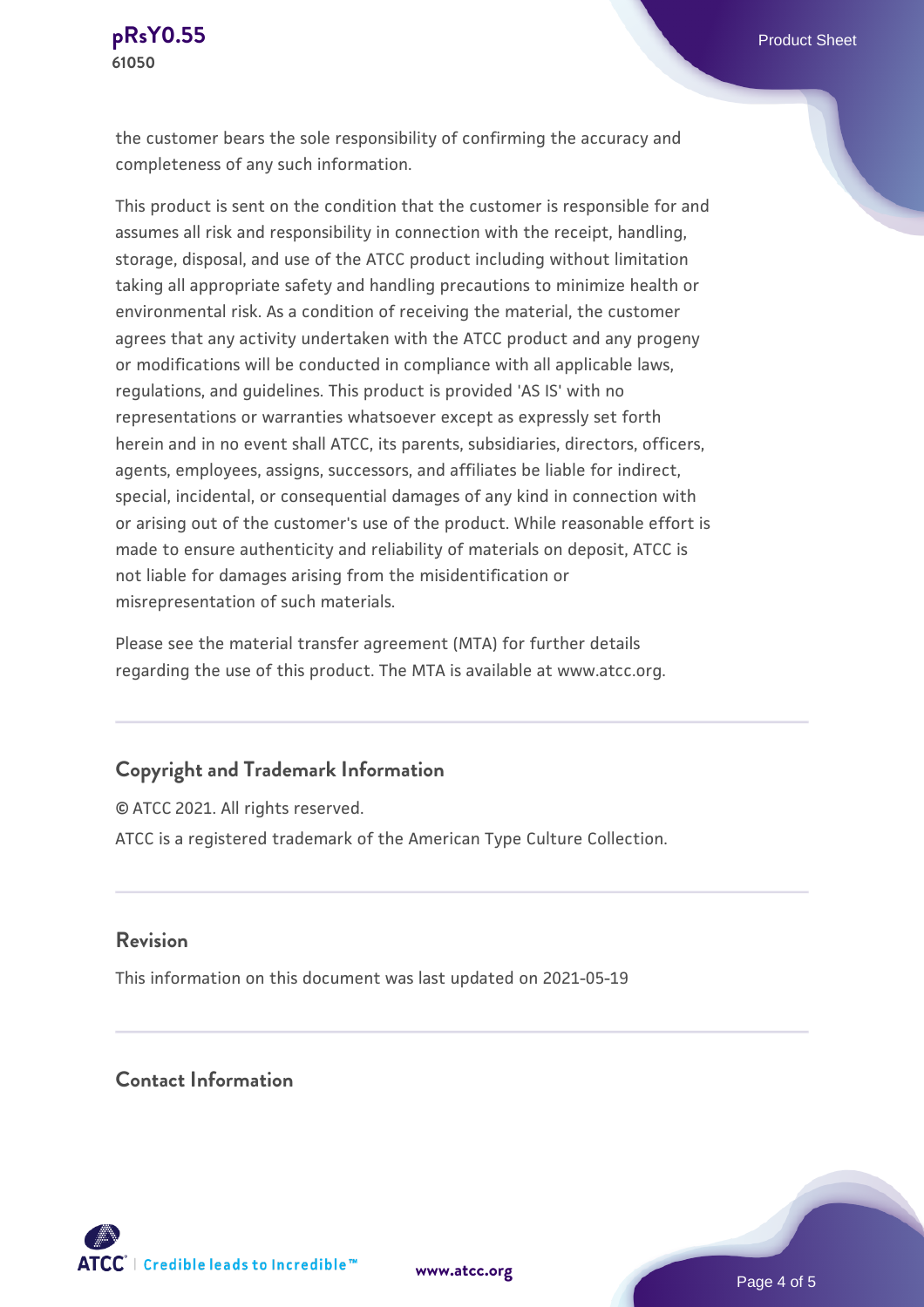the customer bears the sole responsibility of confirming the accuracy and completeness of any such information.

This product is sent on the condition that the customer is responsible for and assumes all risk and responsibility in connection with the receipt, handling, storage, disposal, and use of the ATCC product including without limitation taking all appropriate safety and handling precautions to minimize health or environmental risk. As a condition of receiving the material, the customer agrees that any activity undertaken with the ATCC product and any progeny or modifications will be conducted in compliance with all applicable laws, regulations, and guidelines. This product is provided 'AS IS' with no representations or warranties whatsoever except as expressly set forth herein and in no event shall ATCC, its parents, subsidiaries, directors, officers, agents, employees, assigns, successors, and affiliates be liable for indirect, special, incidental, or consequential damages of any kind in connection with or arising out of the customer's use of the product. While reasonable effort is made to ensure authenticity and reliability of materials on deposit, ATCC is not liable for damages arising from the misidentification or misrepresentation of such materials.

Please see the material transfer agreement (MTA) for further details regarding the use of this product. The MTA is available at www.atcc.org.

## Copyright and Trademark Information

© ATCC 2021. All rights reserved.

ATCC is a registered trademark of the American Type Culture Collection.

## Revision

This information on this document was last updated on 2021-05-19

## Contact Information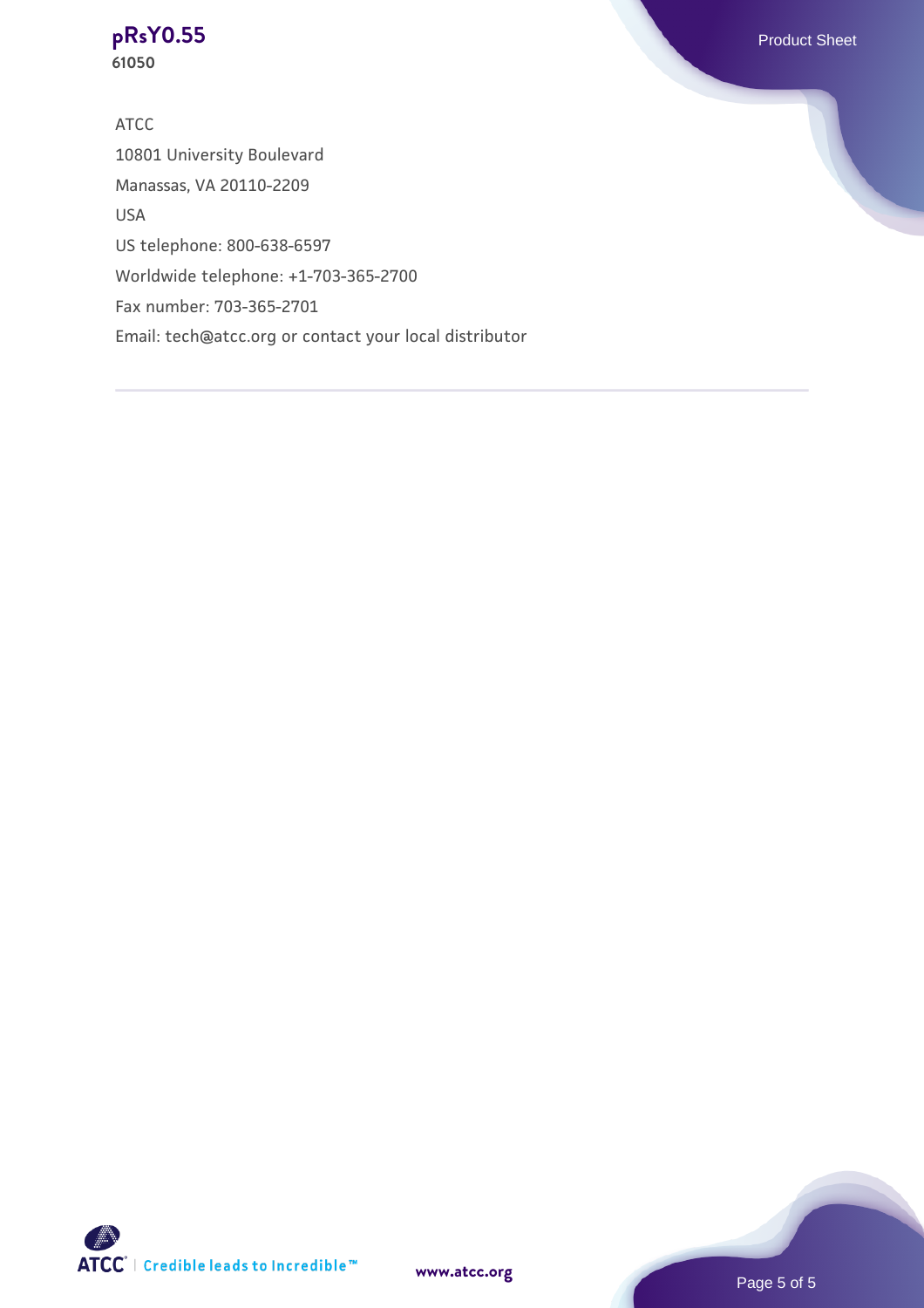ATCC

10801 University Boulevard

Manassas, VA 20110-2209

USA

US telephone: 800-638-6597

Worldwide telephone: +1-703-365-2700

Fax number: 703-365-2701

Email: tech@atcc.org or contact your local distributor